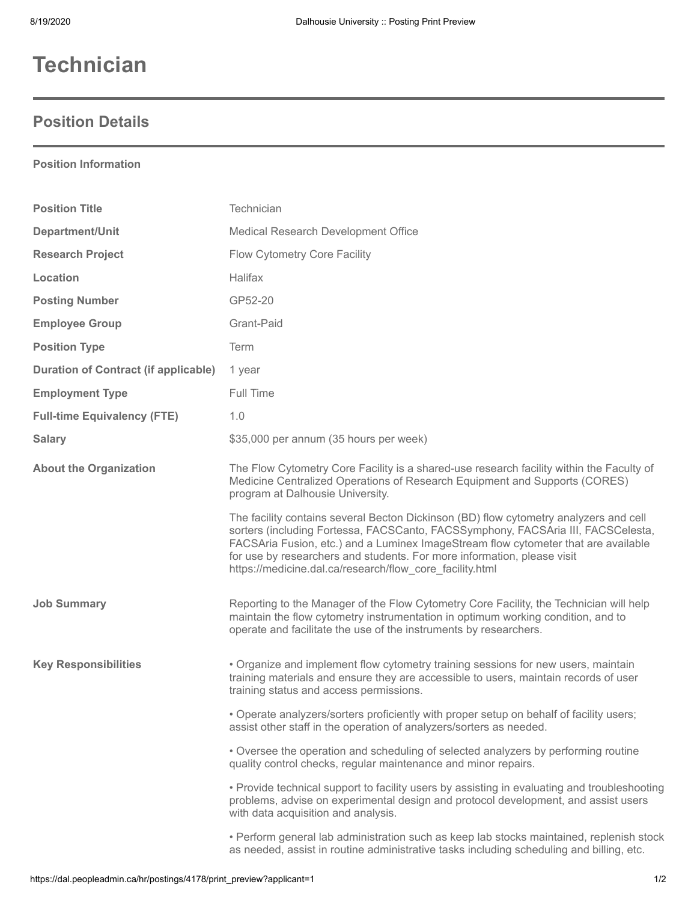# Technician

## Position Details

**Position Information**

| | |
|---|---|
| **Position Title** | Technician |
| **Department/Unit** | Medical Research Development Office |
| **Research Project** | Flow Cytometry Core Facility |
| **Location** | Halifax |
| **Posting Number** | GP52-20 |
| **Employee Group** | Grant-Paid |
| **Position Type** | Term |
| **Duration of Contract (if applicable)** | 1 year |
| **Employment Type** | Full Time |
| **Full-time Equivalency (FTE)** | 1.0 |
| **Salary** | $35,000 per annum (35 hours per week) |

**About the Organization**

The Flow Cytometry Core Facility is a shared-use research facility within the Faculty of Medicine Centralized Operations of Research Equipment and Supports (CORES) program at Dalhousie University.

The facility contains several Becton Dickinson (BD) flow cytometry analyzers and cell sorters (including Fortessa, FACSCanto, FACSSymphony, FACSAria III, FACSCelesta, FACSAria Fusion, etc.) and a Luminex ImageStream flow cytometer that are available for use by researchers and students. For more information, please visit https://medicine.dal.ca/research/flow_core_facility.html

**Job Summary**

Reporting to the Manager of the Flow Cytometry Core Facility, the Technician will help maintain the flow cytometry instrumentation in optimum working condition, and to operate and facilitate the use of the instruments by researchers.

**Key Responsibilities**

- Organize and implement flow cytometry training sessions for new users, maintain training materials and ensure they are accessible to users, maintain records of user training status and access permissions.
- Operate analyzers/sorters proficiently with proper setup on behalf of facility users; assist other staff in the operation of analyzers/sorters as needed.
- Oversee the operation and scheduling of selected analyzers by performing routine quality control checks, regular maintenance and minor repairs.
- Provide technical support to facility users by assisting in evaluating and troubleshooting problems, advise on experimental design and protocol development, and assist users with data acquisition and analysis.
- Perform general lab administration such as keep lab stocks maintained, replenish stock as needed, assist in routine administrative tasks including scheduling and billing, etc.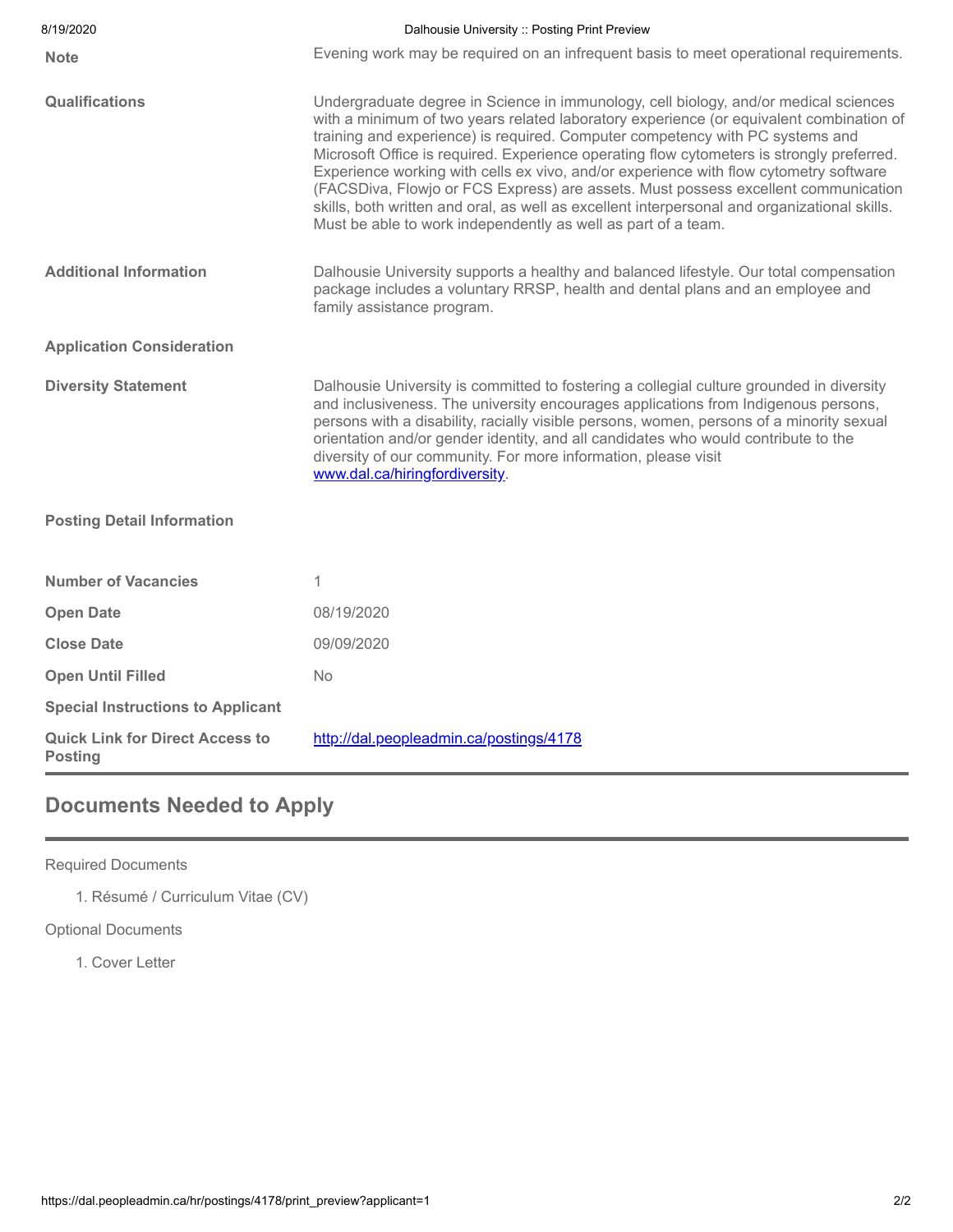| | |
|---|---|
| **Note** | Evening work may be required on an infrequent basis to meet operational requirements. |
| **Qualifications** | Undergraduate degree in Science in immunology, cell biology, and/or medical sciences with a minimum of two years related laboratory experience (or equivalent combination of training and experience) is required. Computer competency with PC systems and Microsoft Office is required. Experience operating flow cytometers is strongly preferred. Experience working with cells ex vivo, and/or experience with flow cytometry software (FACSDiva, Flowjo or FCS Express) are assets. Must possess excellent communication skills, both written and oral, as well as excellent interpersonal and organizational skills. Must be able to work independently as well as part of a team. |
| **Additional Information** | Dalhousie University supports a healthy and balanced lifestyle. Our total compensation package includes a voluntary RRSP, health and dental plans and an employee and family assistance program. |
| **Application Consideration** | |
| **Diversity Statement** | Dalhousie University is committed to fostering a collegial culture grounded in diversity and inclusiveness. The university encourages applications from Indigenous persons, persons with a disability, racially visible persons, women, persons of a minority sexual orientation and/or gender identity, and all candidates who would contribute to the diversity of our community. For more information, please visit www.dal.ca/hiringfordiversity. |
| **Posting Detail Information** | |
| **Number of Vacancies** | 1 |
| **Open Date** | 08/19/2020 |
| **Close Date** | 09/09/2020 |
| **Open Until Filled** | No |
| **Special Instructions to Applicant** | |
| **Quick Link for Direct Access to Posting** | http://dal.peopleadmin.ca/postings/4178 |

## Documents Needed to Apply

Required Documents

1. Résumé / Curriculum Vitae (CV)

Optional Documents

1. Cover Letter